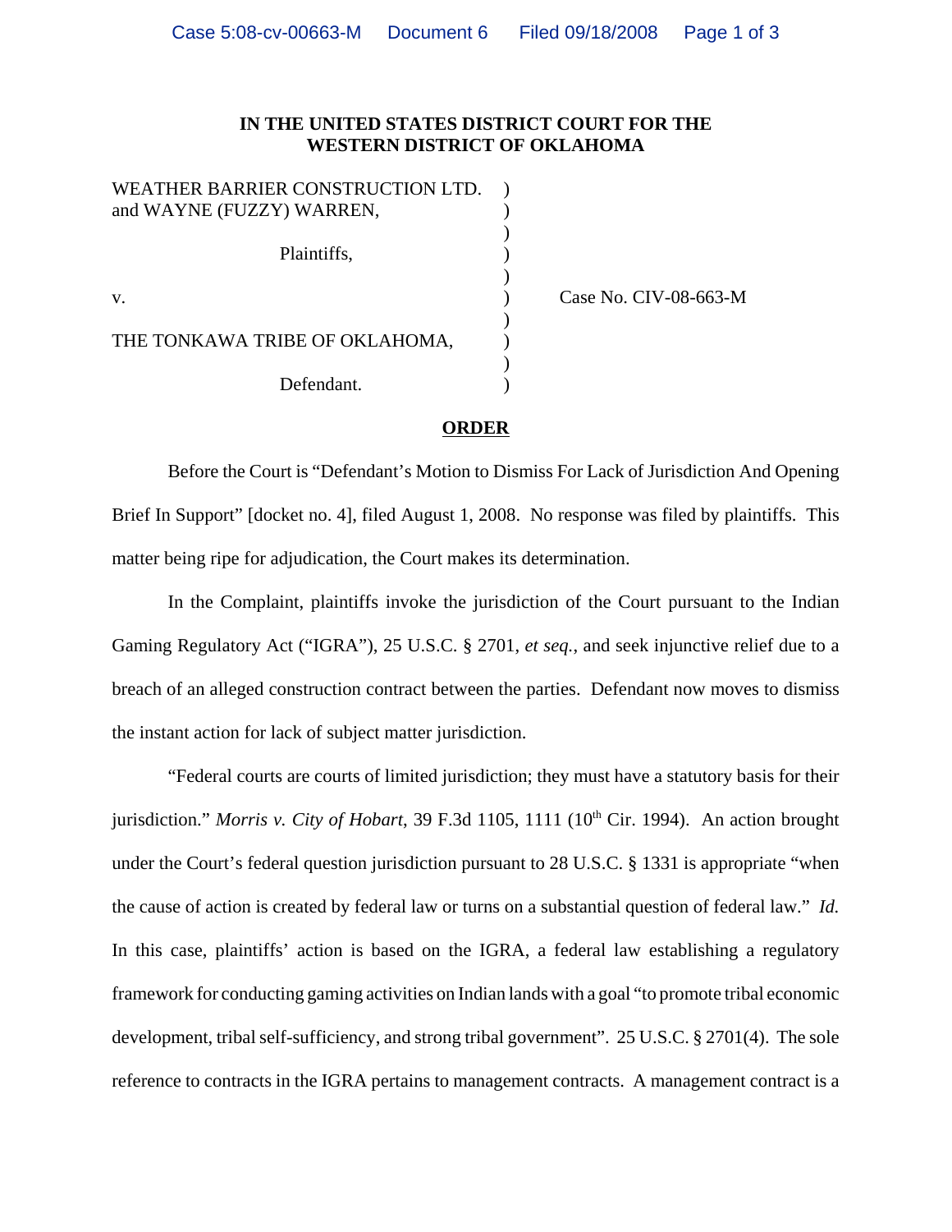**IN THE UNITED STATES DISTRICT COURT FOR THE WESTERN DISTRICT OF OKLAHOMA**

WEATHER BARRIER CONSTRUCTION LTD. and WAYNE (FUZZY) WARREN,

Plaintiffs,

v.

THE TONKAWA TRIBE OF OKLAHOMA,

Defendant.

Case No. CIV-08-663-M

**ORDER**

Before the Court is "Defendant's Motion to Dismiss For Lack of Jurisdiction And Opening Brief In Support" [docket no. 4], filed August 1, 2008. No response was filed by plaintiffs. This matter being ripe for adjudication, the Court makes its determination.

In the Complaint, plaintiffs invoke the jurisdiction of the Court pursuant to the Indian Gaming Regulatory Act ("IGRA"), 25 U.S.C. § 2701, *et seq.*, and seek injunctive relief due to a breach of an alleged construction contract between the parties. Defendant now moves to dismiss the instant action for lack of subject matter jurisdiction.

"Federal courts are courts of limited jurisdiction; they must have a statutory basis for their jurisdiction." *Morris v. City of Hobart*, 39 F.3d 1105, 1111 (10th Cir. 1994). An action brought under the Court's federal question jurisdiction pursuant to 28 U.S.C. § 1331 is appropriate "when the cause of action is created by federal law or turns on a substantial question of federal law." *Id.* In this case, plaintiffs' action is based on the IGRA, a federal law establishing a regulatory framework for conducting gaming activities on Indian lands with a goal "to promote tribal economic development, tribal self-sufficiency, and strong tribal government". 25 U.S.C. § 2701(4). The sole reference to contracts in the IGRA pertains to management contracts. A management contract is a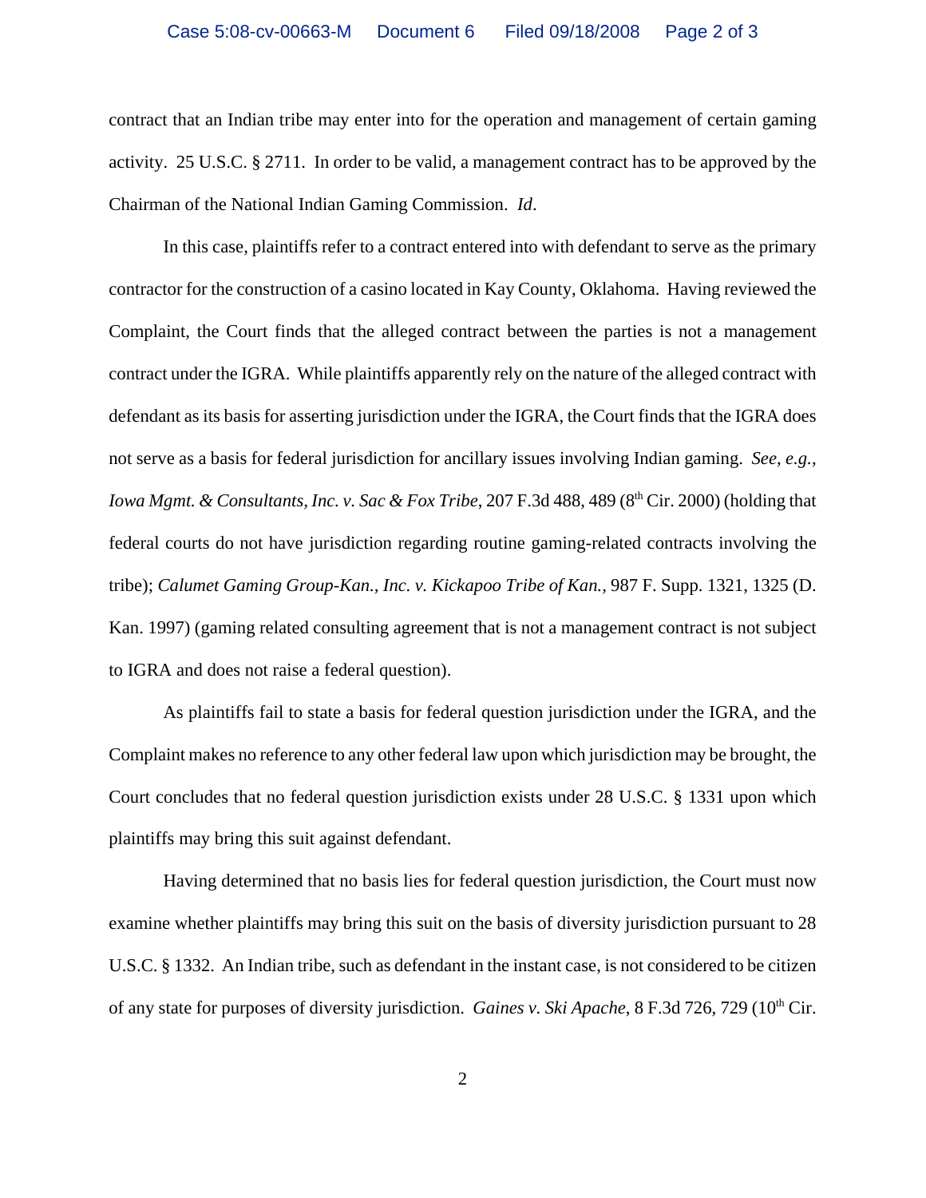contract that an Indian tribe may enter into for the operation and management of certain gaming activity. 25 U.S.C. § 2711. In order to be valid, a management contract has to be approved by the Chairman of the National Indian Gaming Commission. *Id*.

In this case, plaintiffs refer to a contract entered into with defendant to serve as the primary contractor for the construction of a casino located in Kay County, Oklahoma. Having reviewed the Complaint, the Court finds that the alleged contract between the parties is not a management contract under the IGRA. While plaintiffs apparently rely on the nature of the alleged contract with defendant as its basis for asserting jurisdiction under the IGRA, the Court finds that the IGRA does not serve as a basis for federal jurisdiction for ancillary issues involving Indian gaming. *See, e.g., Iowa Mgmt. & Consultants, Inc. v. Sac & Fox Tribe*, 207 F.3d 488, 489 (8th Cir. 2000) (holding that federal courts do not have jurisdiction regarding routine gaming-related contracts involving the tribe); *Calumet Gaming Group-Kan., Inc. v. Kickapoo Tribe of Kan.*, 987 F. Supp. 1321, 1325 (D. Kan. 1997) (gaming related consulting agreement that is not a management contract is not subject to IGRA and does not raise a federal question).

As plaintiffs fail to state a basis for federal question jurisdiction under the IGRA, and the Complaint makes no reference to any other federal law upon which jurisdiction may be brought, the Court concludes that no federal question jurisdiction exists under 28 U.S.C. § 1331 upon which plaintiffs may bring this suit against defendant.

Having determined that no basis lies for federal question jurisdiction, the Court must now examine whether plaintiffs may bring this suit on the basis of diversity jurisdiction pursuant to 28 U.S.C. § 1332. An Indian tribe, such as defendant in the instant case, is not considered to be citizen of any state for purposes of diversity jurisdiction. *Gaines v. Ski Apache*, 8 F.3d 726, 729 (10th Cir.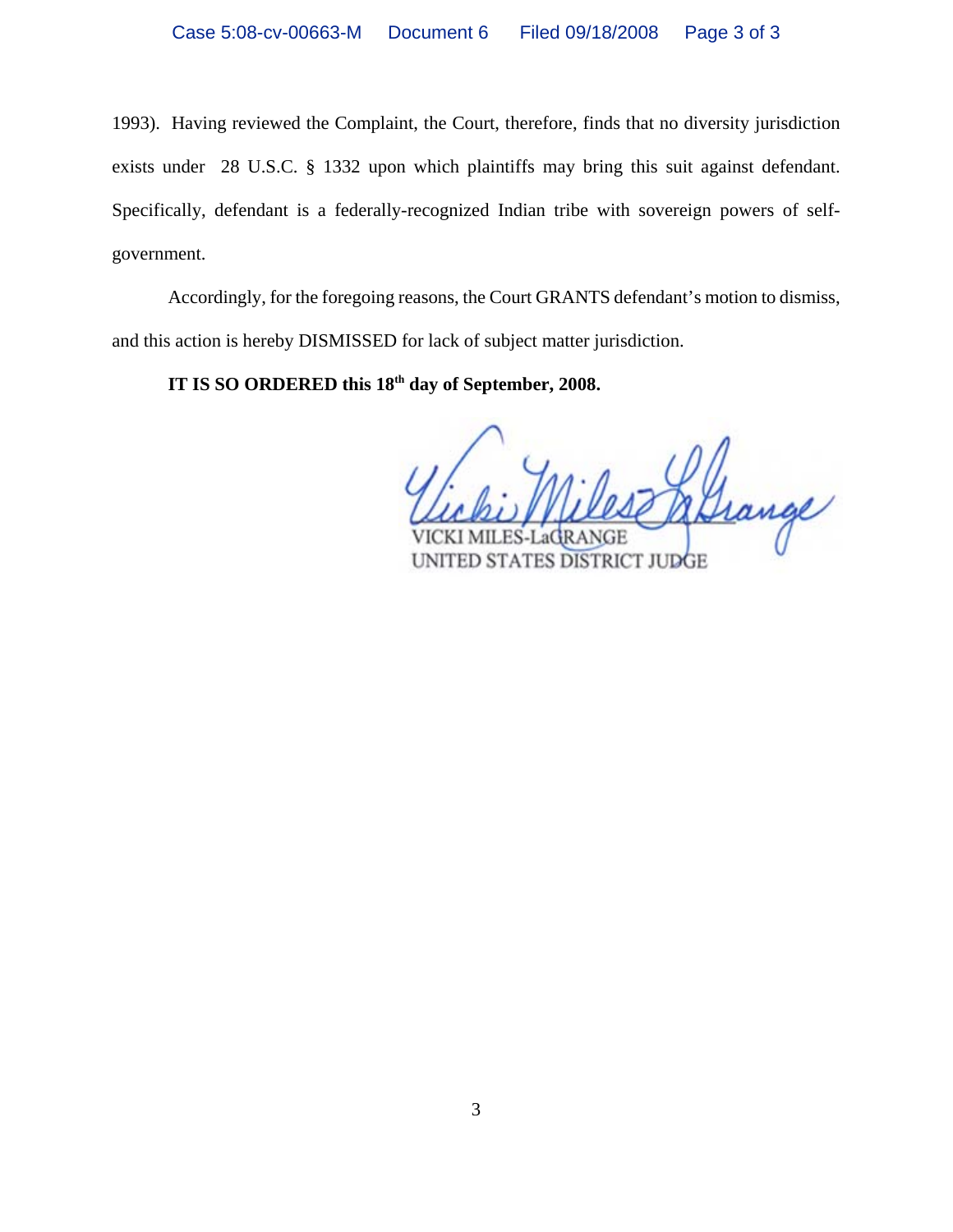1993). Having reviewed the Complaint, the Court, therefore, finds that no diversity jurisdiction exists under 28 U.S.C. § 1332 upon which plaintiffs may bring this suit against defendant. Specifically, defendant is a federally-recognized Indian tribe with sovereign powers of self-government.

Accordingly, for the foregoing reasons, the Court GRANTS defendant's motion to dismiss, and this action is hereby DISMISSED for lack of subject matter jurisdiction.

**IT IS SO ORDERED this 18th day of September, 2008.**

VICKI MILES-LaGRANGE
UNITED STATES DISTRICT JUDGE